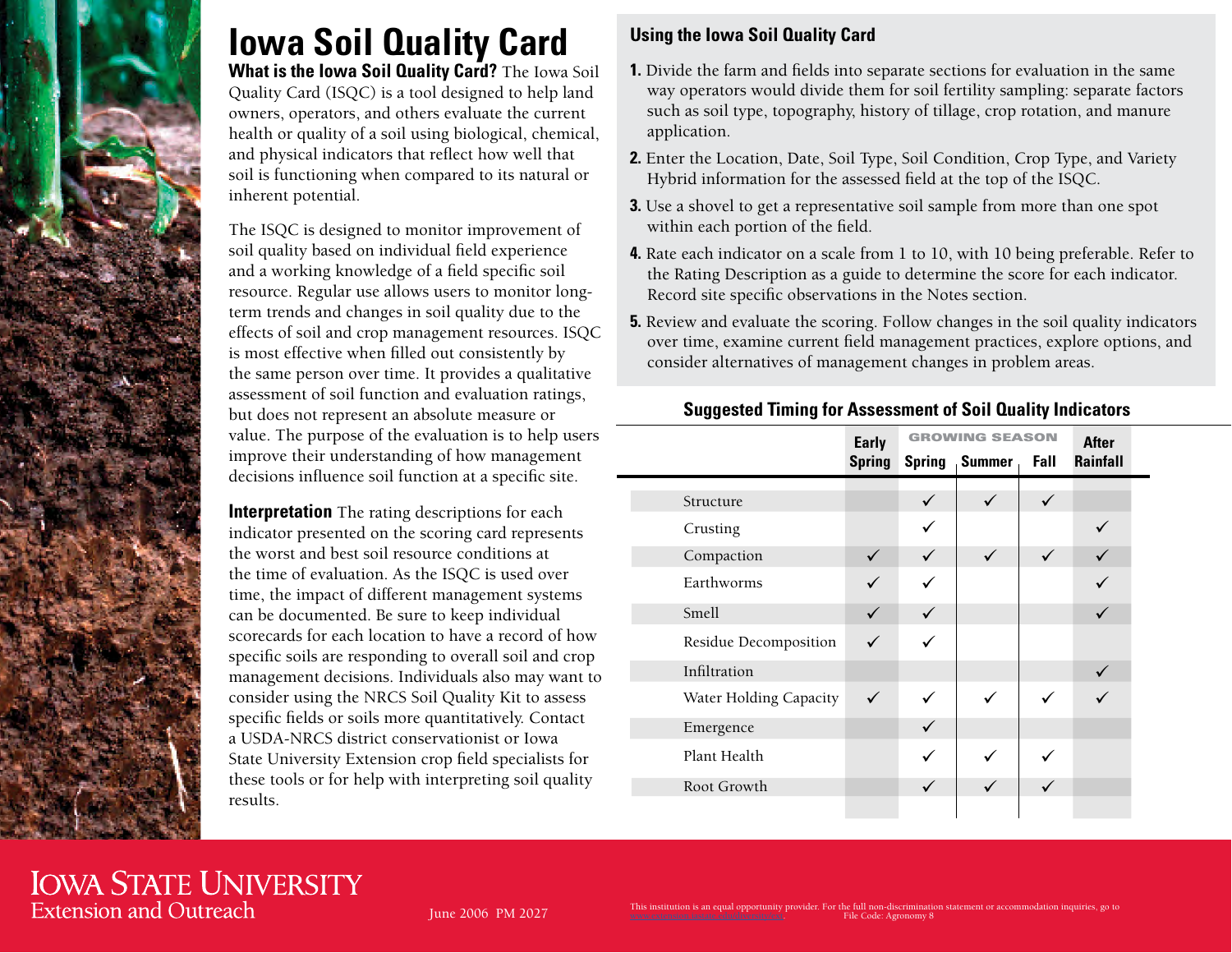# Iowa Soil Quality Card

**What is the Iowa Soil Quality Card?** The Iowa Soil Quality Card (ISQC) is a tool designed to help land owners, operators, and others evaluate the current health or quality of a soil using biological, chemical, and physical indicators that reflect how well that soil is functioning when compared to its natural or inherent potential.

The ISQC is designed to monitor improvement of soil quality based on individual field experience and a working knowledge of a field specific soil resource. Regular use allows users to monitor long-term trends and changes in soil quality due to the effects of soil and crop management resources. ISQC is most effective when filled out consistently by the same person over time. It provides a qualitative assessment of soil function and evaluation ratings, but does not represent an absolute measure or value. The purpose of the evaluation is to help users improve their understanding of how management decisions influence soil function at a specific site.

**Interpretation** The rating descriptions for each indicator presented on the scoring card represents the worst and best soil resource conditions at the time of evaluation. As the ISQC is used over time, the impact of different management systems can be documented. Be sure to keep individual scorecards for each location to have a record of how specific soils are responding to overall soil and crop management decisions. Individuals also may want to consider using the NRCS Soil Quality Kit to assess specific fields or soils more quantitatively. Contact a USDA-NRCS district conservationist or Iowa State University Extension crop field specialists for these tools or for help with interpreting soil quality results.

## Using the Iowa Soil Quality Card

1. Divide the farm and fields into separate sections for evaluation in the same way operators would divide them for soil fertility sampling: separate factors such as soil type, topography, history of tillage, crop rotation, and manure application.
2. Enter the Location, Date, Soil Type, Soil Condition, Crop Type, and Variety Hybrid information for the assessed field at the top of the ISQC.
3. Use a shovel to get a representative soil sample from more than one spot within each portion of the field.
4. Rate each indicator on a scale from 1 to 10, with 10 being preferable. Refer to the Rating Description as a guide to determine the score for each indicator. Record site specific observations in the Notes section.
5. Review and evaluate the scoring. Follow changes in the soil quality indicators over time, examine current field management practices, explore options, and consider alternatives of management changes in problem areas.

## Suggested Timing for Assessment of Soil Quality Indicators

| | Early | GROWING SEASON | | | After |
|---|---|---|---|---|---|
| | Spring | Spring | Summer | Fall | Rainfall |
| Structure | | ✓ | ✓ | ✓ | |
| Crusting | | ✓ | | | ✓ |
| Compaction | ✓ | ✓ | ✓ | ✓ | ✓ |
| Earthworms | ✓ | ✓ | | | ✓ |
| Smell | ✓ | ✓ | | | ✓ |
| Residue Decomposition | ✓ | ✓ | | | |
| Infiltration | | | | | ✓ |
| Water Holding Capacity | ✓ | ✓ | ✓ | ✓ | ✓ |
| Emergence | | ✓ | | | |
| Plant Health | | ✓ | ✓ | ✓ | |
| Root Growth | | ✓ | ✓ | ✓ | |

IOWA STATE UNIVERSITY
Extension and Outreach

June 2006 PM 2027

This institution is an equal opportunity provider. For the full non-discrimination statement or accommodation inquiries, go to www.extension.iastate.edu/diversity/ext. File Code: Agronomy 8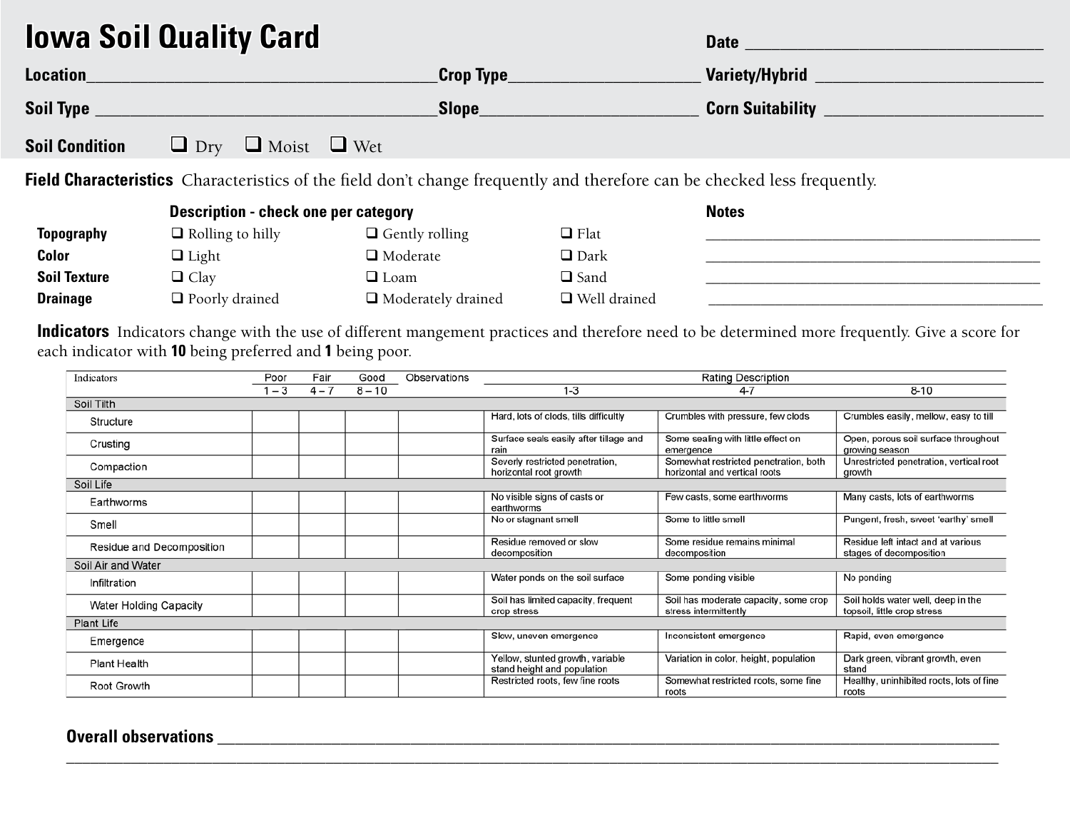# Iowa Soil Quality Card

**Date** ____________________

**Location** ____________________ **Crop Type** ____________________ **Variety/Hybrid** ____________________

**Soil Type** ____________________ **Slope** ____________________ **Corn Suitability** ____________________

**Soil Condition** ❑ Dry ❑ Moist ❑ Wet

**Field Characteristics** Characteristics of the field don't change frequently and therefore can be checked less frequently.

| | Description - check one per category | | | Notes |
|---|---|---|---|---|
| **Topography** | ❑ Rolling to hilly | ❑ Gently rolling | ❑ Flat | ____________________ |
| **Color** | ❑ Light | ❑ Moderate | ❑ Dark | ____________________ |
| **Soil Texture** | ❑ Clay | ❑ Loam | ❑ Sand | ____________________ |
| **Drainage** | ❑ Poorly drained | ❑ Moderately drained | ❑ Well drained | ____________________ |

**Indicators** Indicators change with the use of different mangement practices and therefore need to be determined more frequently. Give a score for each indicator with **10** being preferred and **1** being poor.

| Indicators | Poor 1 – 3 | Fair 4 – 7 | Good 8 – 10 | Observations | Rating Description 1-3 | Rating Description 4-7 | Rating Description 8-10 |
|---|---|---|---|---|---|---|---|
| **Soil Tilth** | | | | | | | |
| Structure | | | | | Hard, lots of clods, tills difficulty | Crumbles with pressure, few clods | Crumbles easily, mellow, easy to till |
| Crusting | | | | | Surface seals easily after tillage and rain | Some sealing with little effect on emergence | Open, porous soil surface throughout growing season |
| Compaction | | | | | Severly restricted penetration, horizontal root growth | Somewhat restricted penetration, both horizontal and vertical roots | Unrestricted penetration, vertical root growth |
| **Soil Life** | | | | | | | |
| Earthworms | | | | | No visible signs of casts or earthworms | Few casts, some earthworms | Many casts, lots of earthworms |
| Smell | | | | | No or stagnant smell | Some to little smell | Pungent, fresh, sweet 'earthy' smell |
| Residue and Decomposition | | | | | Residue removed or slow decomposition | Some residue remains minimal decomposition | Residue left intact and at various stages of decomposition |
| **Soil Air and Water** | | | | | | | |
| Infiltration | | | | | Water ponds on the soil surface | Some ponding visible | No ponding |
| Water Holding Capacity | | | | | Soil has limited capacity, frequent crop stress | Soil has moderate capacity, some crop stress intermittently | Soil holds water well, deep in the topsoil, little crop stress |
| **Plant Life** | | | | | | | |
| Emergence | | | | | Slow, uneven emergence | Inconsistent emergence | Rapid, even emergence |
| Plant Health | | | | | Yellow, stunted growth, variable stand height and population | Variation in color, height, population | Dark green, vibrant growth, even stand |
| Root Growth | | | | | Restricted roots, few fine roots | Somewhat restricted roots, some fine roots | Healthy, uninhibited roots, lots of fine roots |

**Overall observations** ____________________________________________

____________________________________________